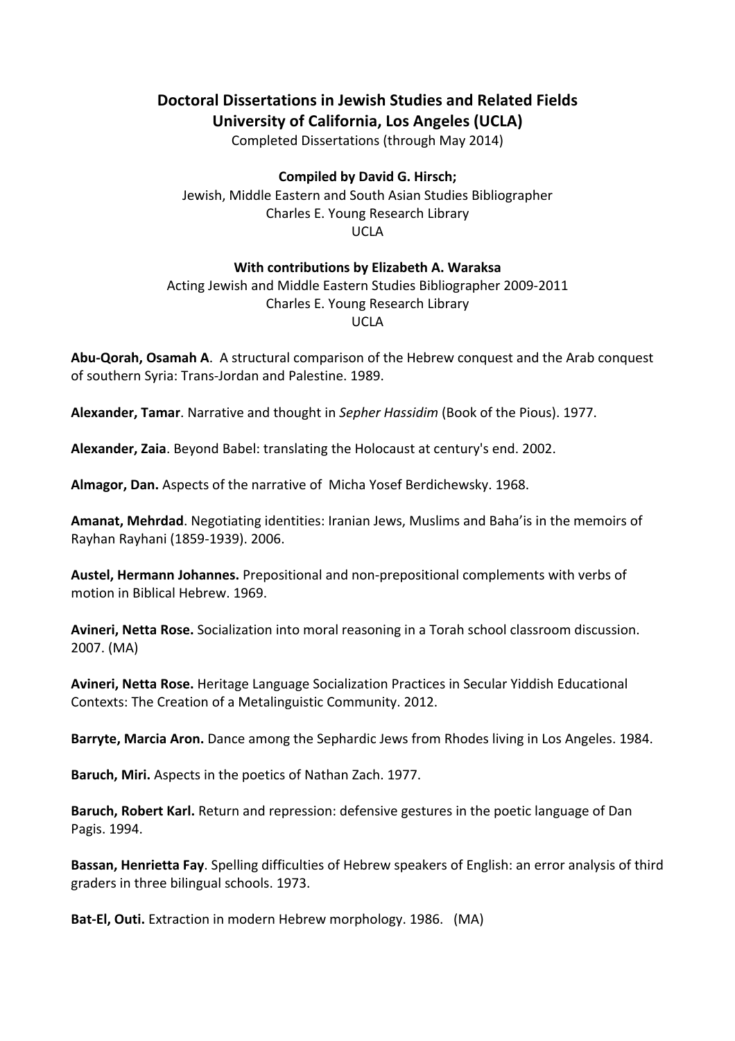# Doctoral Dissertations in Jewish Studies and Related Fields
# University of California, Los Angeles (UCLA)

Completed Dissertations (through May 2014)

**Compiled by David G. Hirsch;**
Jewish, Middle Eastern and South Asian Studies Bibliographer
Charles E. Young Research Library
UCLA

**With contributions by Elizabeth A. Waraksa**
Acting Jewish and Middle Eastern Studies Bibliographer 2009-2011
Charles E. Young Research Library
UCLA

**Abu-Qorah, Osamah A**. A structural comparison of the Hebrew conquest and the Arab conquest of southern Syria: Trans-Jordan and Palestine. 1989.

**Alexander, Tamar**. Narrative and thought in *Sepher Hassidim* (Book of the Pious). 1977.

**Alexander, Zaia**. Beyond Babel: translating the Holocaust at century's end. 2002.

**Almagor, Dan.** Aspects of the narrative of Micha Yosef Berdichewsky. 1968.

**Amanat, Mehrdad**. Negotiating identities: Iranian Jews, Muslims and Baha'is in the memoirs of Rayhan Rayhani (1859-1939). 2006.

**Austel, Hermann Johannes.** Prepositional and non-prepositional complements with verbs of motion in Biblical Hebrew. 1969.

**Avineri, Netta Rose.** Socialization into moral reasoning in a Torah school classroom discussion. 2007. (MA)

**Avineri, Netta Rose.** Heritage Language Socialization Practices in Secular Yiddish Educational Contexts: The Creation of a Metalinguistic Community. 2012.

**Barryte, Marcia Aron.** Dance among the Sephardic Jews from Rhodes living in Los Angeles. 1984.

**Baruch, Miri.** Aspects in the poetics of Nathan Zach. 1977.

**Baruch, Robert Karl.** Return and repression: defensive gestures in the poetic language of Dan Pagis. 1994.

**Bassan, Henrietta Fay**. Spelling difficulties of Hebrew speakers of English: an error analysis of third graders in three bilingual schools. 1973.

**Bat-El, Outi.** Extraction in modern Hebrew morphology. 1986. (MA)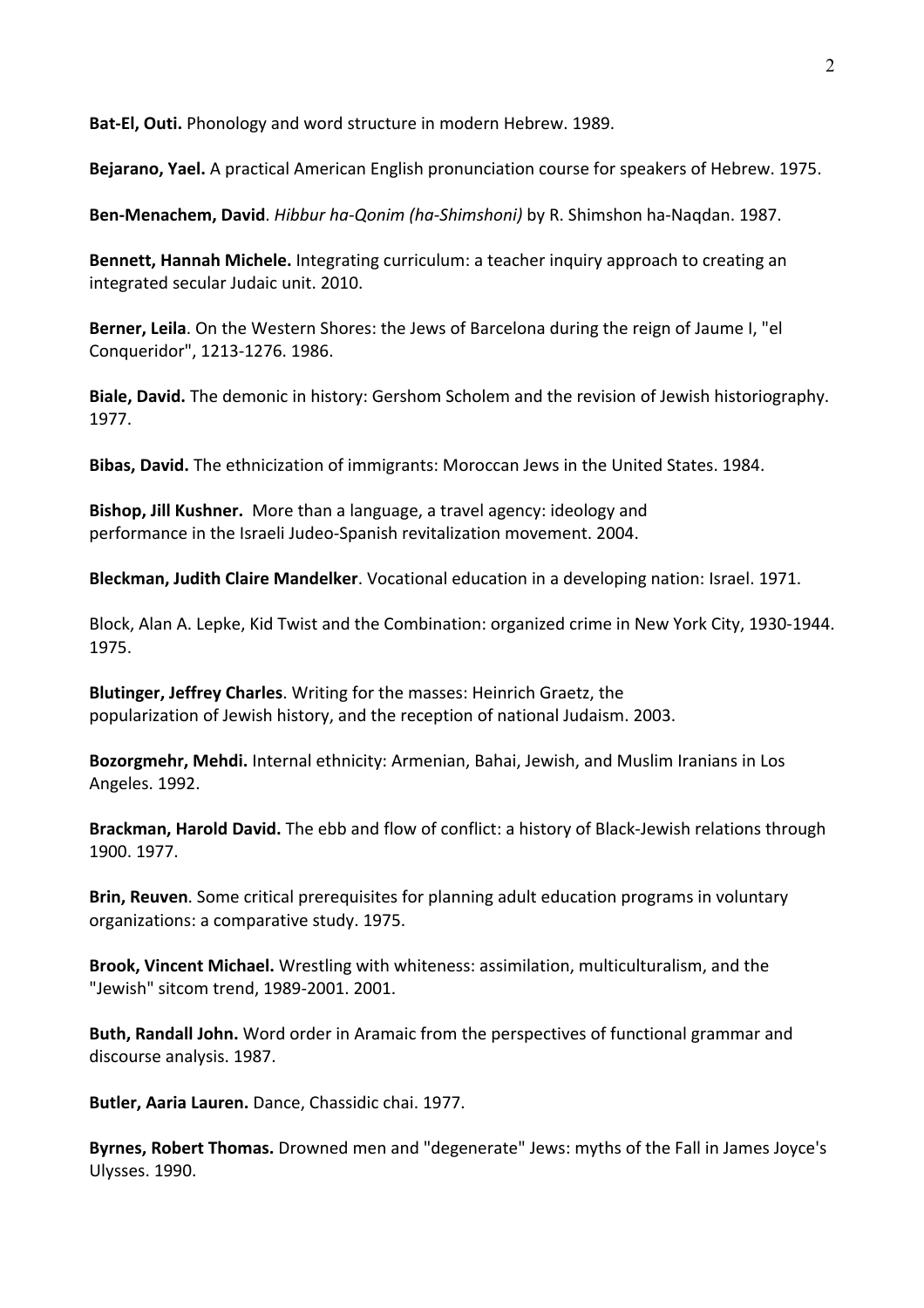**Bat-El, Outi.** Phonology and word structure in modern Hebrew. 1989.

**Bejarano, Yael.** A practical American English pronunciation course for speakers of Hebrew. 1975.

**Ben-Menachem, David**. *Hibbur ha-Qonim (ha-Shimshoni)* by R. Shimshon ha-Naqdan. 1987.

**Bennett, Hannah Michele.** Integrating curriculum: a teacher inquiry approach to creating an integrated secular Judaic unit. 2010.

**Berner, Leila**. On the Western Shores: the Jews of Barcelona during the reign of Jaume I, "el Conqueridor", 1213-1276. 1986.

**Biale, David.** The demonic in history: Gershom Scholem and the revision of Jewish historiography. 1977.

**Bibas, David.** The ethnicization of immigrants: Moroccan Jews in the United States. 1984.

**Bishop, Jill Kushner.** More than a language, a travel agency: ideology and performance in the Israeli Judeo-Spanish revitalization movement. 2004.

**Bleckman, Judith Claire Mandelker**. Vocational education in a developing nation: Israel. 1971.

Block, Alan A. Lepke, Kid Twist and the Combination: organized crime in New York City, 1930-1944. 1975.

**Blutinger, Jeffrey Charles**. Writing for the masses: Heinrich Graetz, the popularization of Jewish history, and the reception of national Judaism. 2003.

**Bozorgmehr, Mehdi.** Internal ethnicity: Armenian, Bahai, Jewish, and Muslim Iranians in Los Angeles. 1992.

**Brackman, Harold David.** The ebb and flow of conflict: a history of Black-Jewish relations through 1900. 1977.

**Brin, Reuven**. Some critical prerequisites for planning adult education programs in voluntary organizations: a comparative study. 1975.

**Brook, Vincent Michael.** Wrestling with whiteness: assimilation, multiculturalism, and the "Jewish" sitcom trend, 1989-2001. 2001.

**Buth, Randall John.** Word order in Aramaic from the perspectives of functional grammar and discourse analysis. 1987.

**Butler, Aaria Lauren.** Dance, Chassidic chai. 1977.

**Byrnes, Robert Thomas.** Drowned men and "degenerate" Jews: myths of the Fall in James Joyce's Ulysses. 1990.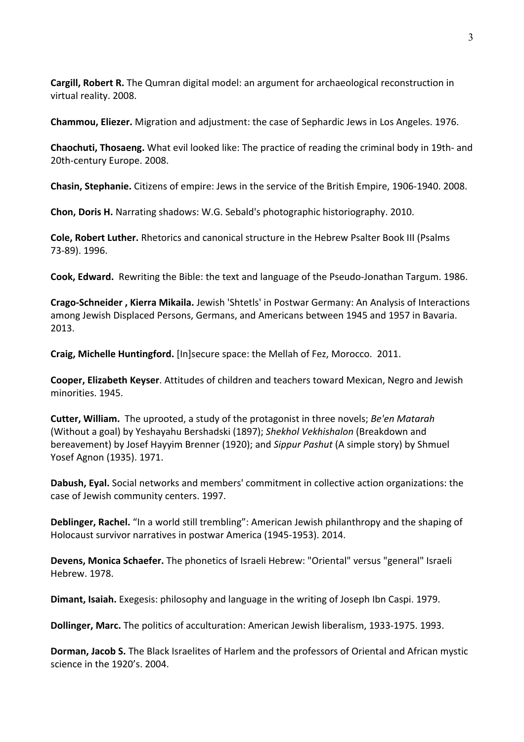**Cargill, Robert R.** The Qumran digital model: an argument for archaeological reconstruction in virtual reality. 2008.

**Chammou, Eliezer.** Migration and adjustment: the case of Sephardic Jews in Los Angeles. 1976.

**Chaochuti, Thosaeng.** What evil looked like: The practice of reading the criminal body in 19th- and 20th-century Europe. 2008.

**Chasin, Stephanie.** Citizens of empire: Jews in the service of the British Empire, 1906-1940. 2008.

**Chon, Doris H.** Narrating shadows: W.G. Sebald's photographic historiography. 2010.

**Cole, Robert Luther.** Rhetorics and canonical structure in the Hebrew Psalter Book III (Psalms 73-89). 1996.

**Cook, Edward.** Rewriting the Bible: the text and language of the Pseudo-Jonathan Targum. 1986.

**Crago-Schneider , Kierra Mikaila.** Jewish 'Shtetls' in Postwar Germany: An Analysis of Interactions among Jewish Displaced Persons, Germans, and Americans between 1945 and 1957 in Bavaria. 2013.

**Craig, Michelle Huntingford.** [In]secure space: the Mellah of Fez, Morocco. 2011.

**Cooper, Elizabeth Keyser**. Attitudes of children and teachers toward Mexican, Negro and Jewish minorities. 1945.

**Cutter, William.** The uprooted, a study of the protagonist in three novels; *Be'en Matarah* (Without a goal) by Yeshayahu Bershadski (1897); *Shekhol Vekhishalon* (Breakdown and bereavement) by Josef Hayyim Brenner (1920); and *Sippur Pashut* (A simple story) by Shmuel Yosef Agnon (1935). 1971.

**Dabush, Eyal.** Social networks and members' commitment in collective action organizations: the case of Jewish community centers. 1997.

**Deblinger, Rachel.** "In a world still trembling": American Jewish philanthropy and the shaping of Holocaust survivor narratives in postwar America (1945-1953). 2014.

**Devens, Monica Schaefer.** The phonetics of Israeli Hebrew: "Oriental" versus "general" Israeli Hebrew. 1978.

**Dimant, Isaiah.** Exegesis: philosophy and language in the writing of Joseph Ibn Caspi. 1979.

**Dollinger, Marc.** The politics of acculturation: American Jewish liberalism, 1933-1975. 1993.

**Dorman, Jacob S.** The Black Israelites of Harlem and the professors of Oriental and African mystic science in the 1920's. 2004.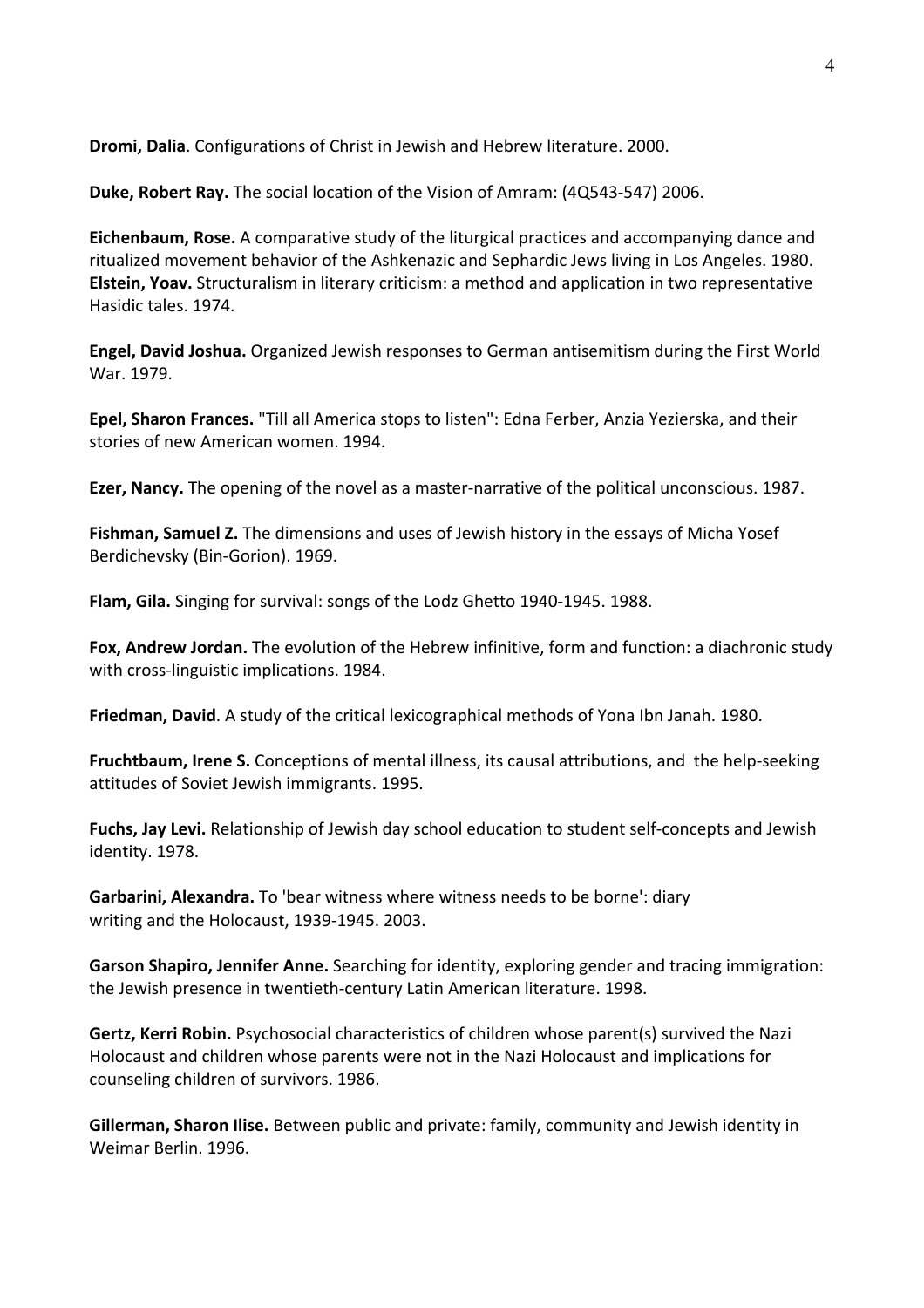**Dromi, Dalia**. Configurations of Christ in Jewish and Hebrew literature. 2000.

**Duke, Robert Ray.** The social location of the Vision of Amram: (4Q543-547) 2006.

**Eichenbaum, Rose.** A comparative study of the liturgical practices and accompanying dance and ritualized movement behavior of the Ashkenazic and Sephardic Jews living in Los Angeles. 1980.
**Elstein, Yoav.** Structuralism in literary criticism: a method and application in two representative Hasidic tales. 1974.

**Engel, David Joshua.** Organized Jewish responses to German antisemitism during the First World War. 1979.

**Epel, Sharon Frances.** "Till all America stops to listen": Edna Ferber, Anzia Yezierska, and their stories of new American women. 1994.

**Ezer, Nancy.** The opening of the novel as a master-narrative of the political unconscious. 1987.

**Fishman, Samuel Z.** The dimensions and uses of Jewish history in the essays of Micha Yosef Berdichevsky (Bin-Gorion). 1969.

**Flam, Gila.** Singing for survival: songs of the Lodz Ghetto 1940-1945. 1988.

**Fox, Andrew Jordan.** The evolution of the Hebrew infinitive, form and function: a diachronic study with cross-linguistic implications. 1984.

**Friedman, David**. A study of the critical lexicographical methods of Yona Ibn Janah. 1980.

**Fruchtbaum, Irene S.** Conceptions of mental illness, its causal attributions, and the help-seeking attitudes of Soviet Jewish immigrants. 1995.

**Fuchs, Jay Levi.** Relationship of Jewish day school education to student self-concepts and Jewish identity. 1978.

**Garbarini, Alexandra.** To 'bear witness where witness needs to be borne': diary writing and the Holocaust, 1939-1945. 2003.

**Garson Shapiro, Jennifer Anne.** Searching for identity, exploring gender and tracing immigration: the Jewish presence in twentieth-century Latin American literature. 1998.

**Gertz, Kerri Robin.** Psychosocial characteristics of children whose parent(s) survived the Nazi Holocaust and children whose parents were not in the Nazi Holocaust and implications for counseling children of survivors. 1986.

**Gillerman, Sharon Ilise.** Between public and private: family, community and Jewish identity in Weimar Berlin. 1996.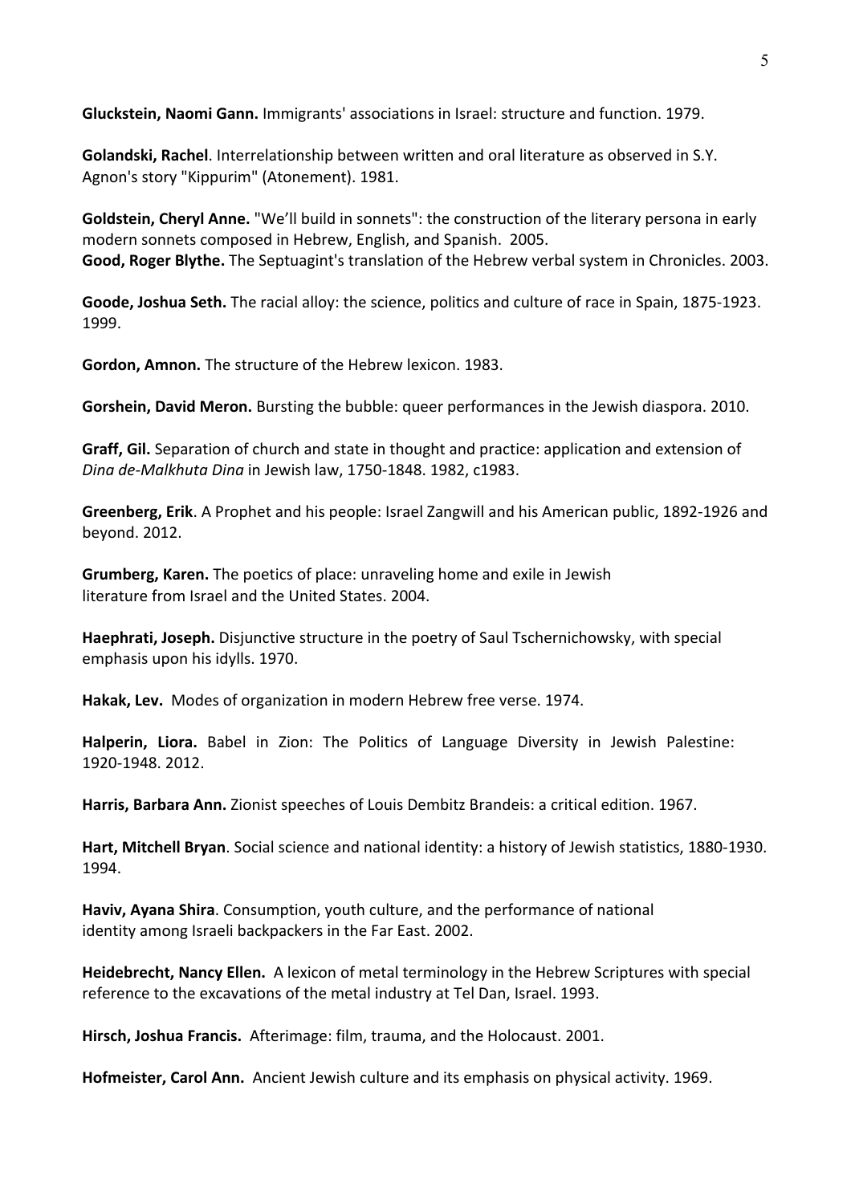**Gluckstein, Naomi Gann.** Immigrants' associations in Israel: structure and function. 1979.

**Golandski, Rachel**. Interrelationship between written and oral literature as observed in S.Y. Agnon's story "Kippurim" (Atonement). 1981.

**Goldstein, Cheryl Anne.** "We'll build in sonnets": the construction of the literary persona in early modern sonnets composed in Hebrew, English, and Spanish. 2005.

**Good, Roger Blythe.** The Septuagint's translation of the Hebrew verbal system in Chronicles. 2003.

**Goode, Joshua Seth.** The racial alloy: the science, politics and culture of race in Spain, 1875-1923. 1999.

**Gordon, Amnon.** The structure of the Hebrew lexicon. 1983.

**Gorshein, David Meron.** Bursting the bubble: queer performances in the Jewish diaspora. 2010.

**Graff, Gil.** Separation of church and state in thought and practice: application and extension of *Dina de-Malkhuta Dina* in Jewish law, 1750-1848. 1982, c1983.

**Greenberg, Erik**. A Prophet and his people: Israel Zangwill and his American public, 1892-1926 and beyond. 2012.

**Grumberg, Karen.** The poetics of place: unraveling home and exile in Jewish literature from Israel and the United States. 2004.

**Haephrati, Joseph.** Disjunctive structure in the poetry of Saul Tschernichowsky, with special emphasis upon his idylls. 1970.

**Hakak, Lev.** Modes of organization in modern Hebrew free verse. 1974.

**Halperin, Liora.** Babel in Zion: The Politics of Language Diversity in Jewish Palestine: 1920-1948. 2012.

**Harris, Barbara Ann.** Zionist speeches of Louis Dembitz Brandeis: a critical edition. 1967.

**Hart, Mitchell Bryan**. Social science and national identity: a history of Jewish statistics, 1880-1930. 1994.

**Haviv, Ayana Shira**. Consumption, youth culture, and the performance of national identity among Israeli backpackers in the Far East. 2002.

**Heidebrecht, Nancy Ellen.** A lexicon of metal terminology in the Hebrew Scriptures with special reference to the excavations of the metal industry at Tel Dan, Israel. 1993.

**Hirsch, Joshua Francis.** Afterimage: film, trauma, and the Holocaust. 2001.

**Hofmeister, Carol Ann.** Ancient Jewish culture and its emphasis on physical activity. 1969.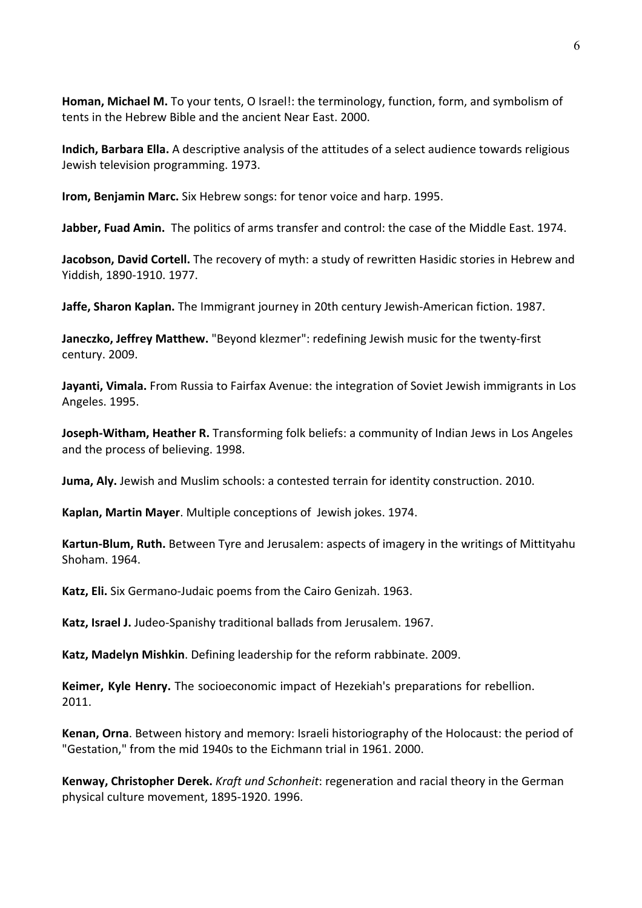**Homan, Michael M.** To your tents, O Israel!: the terminology, function, form, and symbolism of tents in the Hebrew Bible and the ancient Near East. 2000.

**Indich, Barbara Ella.** A descriptive analysis of the attitudes of a select audience towards religious Jewish television programming. 1973.

**Irom, Benjamin Marc.** Six Hebrew songs: for tenor voice and harp. 1995.

**Jabber, Fuad Amin.** The politics of arms transfer and control: the case of the Middle East. 1974.

**Jacobson, David Cortell.** The recovery of myth: a study of rewritten Hasidic stories in Hebrew and Yiddish, 1890-1910. 1977.

**Jaffe, Sharon Kaplan.** The Immigrant journey in 20th century Jewish-American fiction. 1987.

**Janeczko, Jeffrey Matthew.** "Beyond klezmer": redefining Jewish music for the twenty-first century. 2009.

**Jayanti, Vimala.** From Russia to Fairfax Avenue: the integration of Soviet Jewish immigrants in Los Angeles. 1995.

**Joseph-Witham, Heather R.** Transforming folk beliefs: a community of Indian Jews in Los Angeles and the process of believing. 1998.

**Juma, Aly.** Jewish and Muslim schools: a contested terrain for identity construction. 2010.

**Kaplan, Martin Mayer**. Multiple conceptions of Jewish jokes. 1974.

**Kartun-Blum, Ruth.** Between Tyre and Jerusalem: aspects of imagery in the writings of Mittityahu Shoham. 1964.

**Katz, Eli.** Six Germano-Judaic poems from the Cairo Genizah. 1963.

**Katz, Israel J.** Judeo-Spanishy traditional ballads from Jerusalem. 1967.

**Katz, Madelyn Mishkin**. Defining leadership for the reform rabbinate. 2009.

**Keimer, Kyle Henry.** The socioeconomic impact of Hezekiah's preparations for rebellion. 2011.

**Kenan, Orna**. Between history and memory: Israeli historiography of the Holocaust: the period of "Gestation," from the mid 1940s to the Eichmann trial in 1961. 2000.

**Kenway, Christopher Derek.** *Kraft und Schonheit*: regeneration and racial theory in the German physical culture movement, 1895-1920. 1996.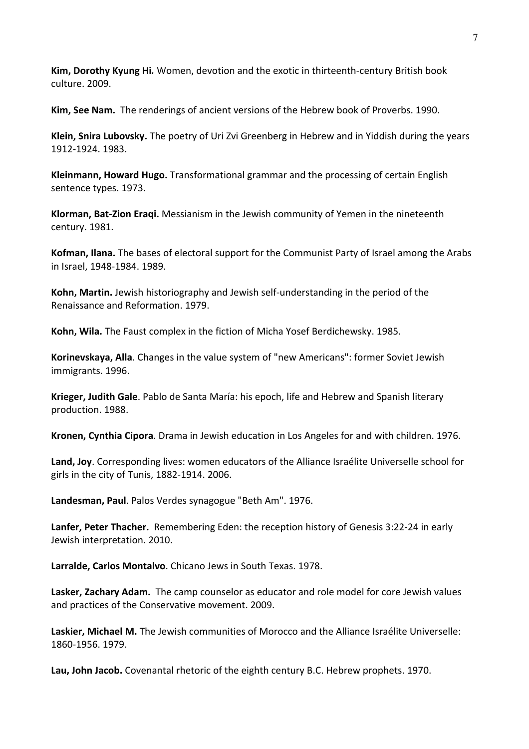**Kim, Dorothy Kyung Hi.** Women, devotion and the exotic in thirteenth-century British book culture. 2009.

**Kim, See Nam.** The renderings of ancient versions of the Hebrew book of Proverbs. 1990.

**Klein, Snira Lubovsky.** The poetry of Uri Zvi Greenberg in Hebrew and in Yiddish during the years 1912-1924. 1983.

**Kleinmann, Howard Hugo.** Transformational grammar and the processing of certain English sentence types. 1973.

**Klorman, Bat-Zion Eraqi.** Messianism in the Jewish community of Yemen in the nineteenth century. 1981.

**Kofman, Ilana.** The bases of electoral support for the Communist Party of Israel among the Arabs in Israel, 1948-1984. 1989.

**Kohn, Martin.** Jewish historiography and Jewish self-understanding in the period of the Renaissance and Reformation. 1979.

**Kohn, Wila.** The Faust complex in the fiction of Micha Yosef Berdichewsky. 1985.

**Korinevskaya, Alla**. Changes in the value system of "new Americans": former Soviet Jewish immigrants. 1996.

**Krieger, Judith Gale**. Pablo de Santa María: his epoch, life and Hebrew and Spanish literary production. 1988.

**Kronen, Cynthia Cipora**. Drama in Jewish education in Los Angeles for and with children. 1976.

**Land, Joy**. Corresponding lives: women educators of the Alliance Israélite Universelle school for girls in the city of Tunis, 1882-1914. 2006.

**Landesman, Paul**. Palos Verdes synagogue "Beth Am". 1976.

**Lanfer, Peter Thacher.** Remembering Eden: the reception history of Genesis 3:22-24 in early Jewish interpretation. 2010.

**Larralde, Carlos Montalvo**. Chicano Jews in South Texas. 1978.

**Lasker, Zachary Adam.** The camp counselor as educator and role model for core Jewish values and practices of the Conservative movement. 2009.

**Laskier, Michael M.** The Jewish communities of Morocco and the Alliance Israélite Universelle: 1860-1956. 1979.

**Lau, John Jacob.** Covenantal rhetoric of the eighth century B.C. Hebrew prophets. 1970.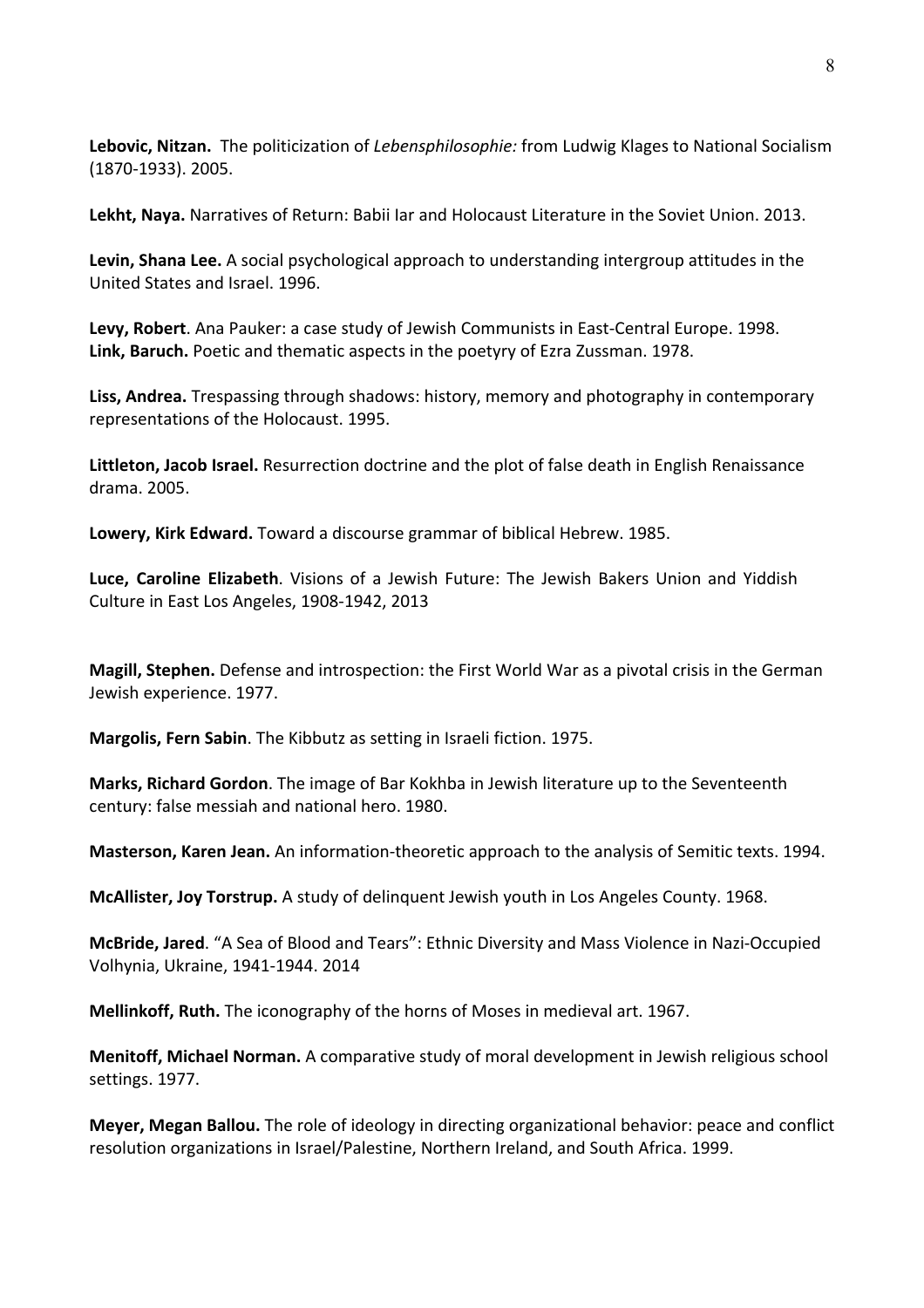**Lebovic, Nitzan.** The politicization of *Lebensphilosophie:* from Ludwig Klages to National Socialism (1870-1933). 2005.

**Lekht, Naya.** Narratives of Return: Babii Iar and Holocaust Literature in the Soviet Union. 2013.

**Levin, Shana Lee.** A social psychological approach to understanding intergroup attitudes in the United States and Israel. 1996.

**Levy, Robert**. Ana Pauker: a case study of Jewish Communists in East-Central Europe. 1998.
**Link, Baruch.** Poetic and thematic aspects in the poetyry of Ezra Zussman. 1978.

**Liss, Andrea.** Trespassing through shadows: history, memory and photography in contemporary representations of the Holocaust. 1995.

**Littleton, Jacob Israel.** Resurrection doctrine and the plot of false death in English Renaissance drama. 2005.

**Lowery, Kirk Edward.** Toward a discourse grammar of biblical Hebrew. 1985.

**Luce, Caroline Elizabeth**. Visions of a Jewish Future: The Jewish Bakers Union and Yiddish Culture in East Los Angeles, 1908-1942, 2013

**Magill, Stephen.** Defense and introspection: the First World War as a pivotal crisis in the German Jewish experience. 1977.

**Margolis, Fern Sabin**. The Kibbutz as setting in Israeli fiction. 1975.

**Marks, Richard Gordon**. The image of Bar Kokhba in Jewish literature up to the Seventeenth century: false messiah and national hero. 1980.

**Masterson, Karen Jean.** An information-theoretic approach to the analysis of Semitic texts. 1994.

**McAllister, Joy Torstrup.** A study of delinquent Jewish youth in Los Angeles County. 1968.

**McBride, Jared**. "A Sea of Blood and Tears": Ethnic Diversity and Mass Violence in Nazi-Occupied Volhynia, Ukraine, 1941-1944. 2014

**Mellinkoff, Ruth.** The iconography of the horns of Moses in medieval art. 1967.

**Menitoff, Michael Norman.** A comparative study of moral development in Jewish religious school settings. 1977.

**Meyer, Megan Ballou.** The role of ideology in directing organizational behavior: peace and conflict resolution organizations in Israel/Palestine, Northern Ireland, and South Africa. 1999.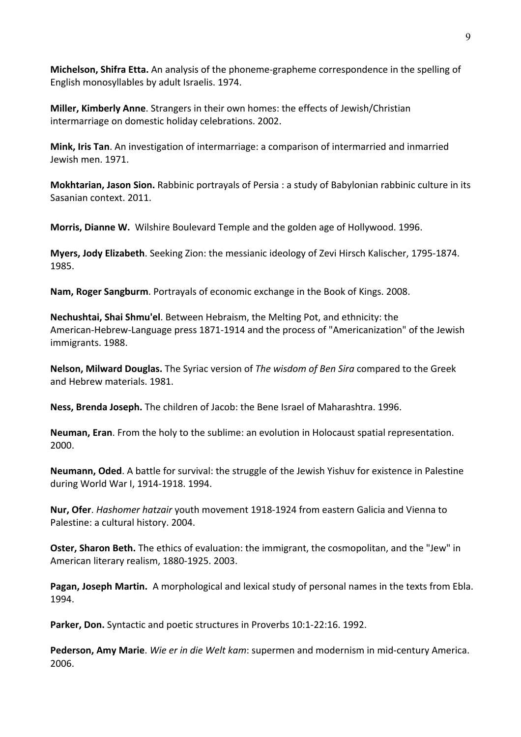**Michelson, Shifra Etta.** An analysis of the phoneme-grapheme correspondence in the spelling of English monosyllables by adult Israelis. 1974.

**Miller, Kimberly Anne**. Strangers in their own homes: the effects of Jewish/Christian intermarriage on domestic holiday celebrations. 2002.

**Mink, Iris Tan**. An investigation of intermarriage: a comparison of intermarried and inmarried Jewish men. 1971.

**Mokhtarian, Jason Sion.** Rabbinic portrayals of Persia : a study of Babylonian rabbinic culture in its Sasanian context. 2011.

**Morris, Dianne W.** Wilshire Boulevard Temple and the golden age of Hollywood. 1996.

**Myers, Jody Elizabeth**. Seeking Zion: the messianic ideology of Zevi Hirsch Kalischer, 1795-1874. 1985.

**Nam, Roger Sangburm**. Portrayals of economic exchange in the Book of Kings. 2008.

**Nechushtai, Shai Shmu'el**. Between Hebraism, the Melting Pot, and ethnicity: the American-Hebrew-Language press 1871-1914 and the process of "Americanization" of the Jewish immigrants. 1988.

**Nelson, Milward Douglas.** The Syriac version of *The wisdom of Ben Sira* compared to the Greek and Hebrew materials. 1981.

**Ness, Brenda Joseph.** The children of Jacob: the Bene Israel of Maharashtra. 1996.

**Neuman, Eran**. From the holy to the sublime: an evolution in Holocaust spatial representation. 2000.

**Neumann, Oded**. A battle for survival: the struggle of the Jewish Yishuv for existence in Palestine during World War I, 1914-1918. 1994.

**Nur, Ofer**. *Hashomer hatzair* youth movement 1918-1924 from eastern Galicia and Vienna to Palestine: a cultural history. 2004.

**Oster, Sharon Beth.** The ethics of evaluation: the immigrant, the cosmopolitan, and the "Jew" in American literary realism, 1880-1925. 2003.

**Pagan, Joseph Martin.** A morphological and lexical study of personal names in the texts from Ebla. 1994.

**Parker, Don.** Syntactic and poetic structures in Proverbs 10:1-22:16. 1992.

**Pederson, Amy Marie**. *Wie er in die Welt kam*: supermen and modernism in mid-century America. 2006.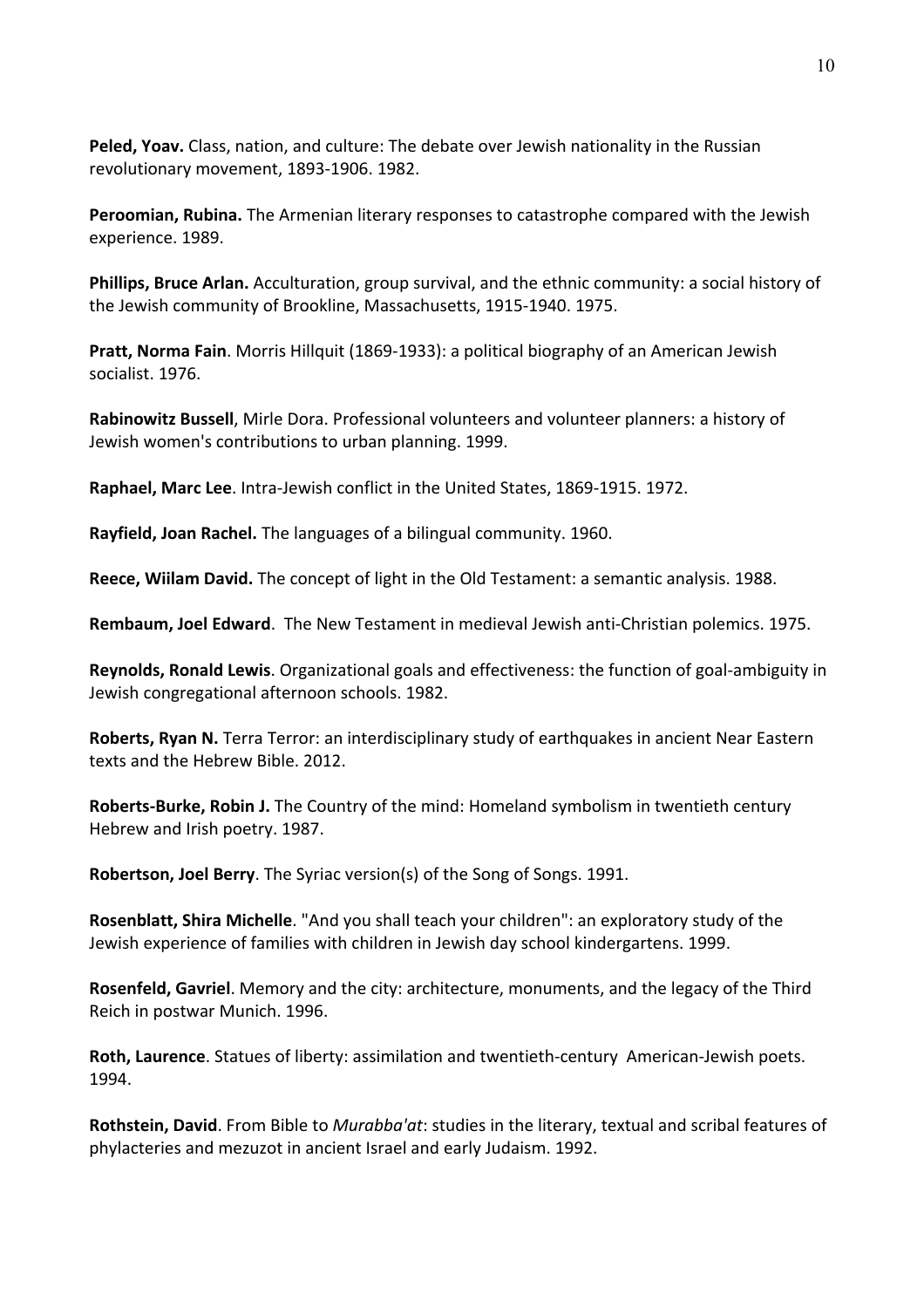**Peled, Yoav.** Class, nation, and culture: The debate over Jewish nationality in the Russian revolutionary movement, 1893-1906. 1982.

**Peroomian, Rubina.** The Armenian literary responses to catastrophe compared with the Jewish experience. 1989.

**Phillips, Bruce Arlan.** Acculturation, group survival, and the ethnic community: a social history of the Jewish community of Brookline, Massachusetts, 1915-1940. 1975.

**Pratt, Norma Fain**. Morris Hillquit (1869-1933): a political biography of an American Jewish socialist. 1976.

**Rabinowitz Bussell**, Mirle Dora. Professional volunteers and volunteer planners: a history of Jewish women's contributions to urban planning. 1999.

**Raphael, Marc Lee**. Intra-Jewish conflict in the United States, 1869-1915. 1972.

**Rayfield, Joan Rachel.** The languages of a bilingual community. 1960.

**Reece, Wiilam David.** The concept of light in the Old Testament: a semantic analysis. 1988.

**Rembaum, Joel Edward**. The New Testament in medieval Jewish anti-Christian polemics. 1975.

**Reynolds, Ronald Lewis**. Organizational goals and effectiveness: the function of goal-ambiguity in Jewish congregational afternoon schools. 1982.

**Roberts, Ryan N.** Terra Terror: an interdisciplinary study of earthquakes in ancient Near Eastern texts and the Hebrew Bible. 2012.

**Roberts-Burke, Robin J.** The Country of the mind: Homeland symbolism in twentieth century Hebrew and Irish poetry. 1987.

**Robertson, Joel Berry**. The Syriac version(s) of the Song of Songs. 1991.

**Rosenblatt, Shira Michelle**. "And you shall teach your children": an exploratory study of the Jewish experience of families with children in Jewish day school kindergartens. 1999.

**Rosenfeld, Gavriel**. Memory and the city: architecture, monuments, and the legacy of the Third Reich in postwar Munich. 1996.

**Roth, Laurence**. Statues of liberty: assimilation and twentieth-century American-Jewish poets. 1994.

**Rothstein, David**. From Bible to *Murabba'at*: studies in the literary, textual and scribal features of phylacteries and mezuzot in ancient Israel and early Judaism. 1992.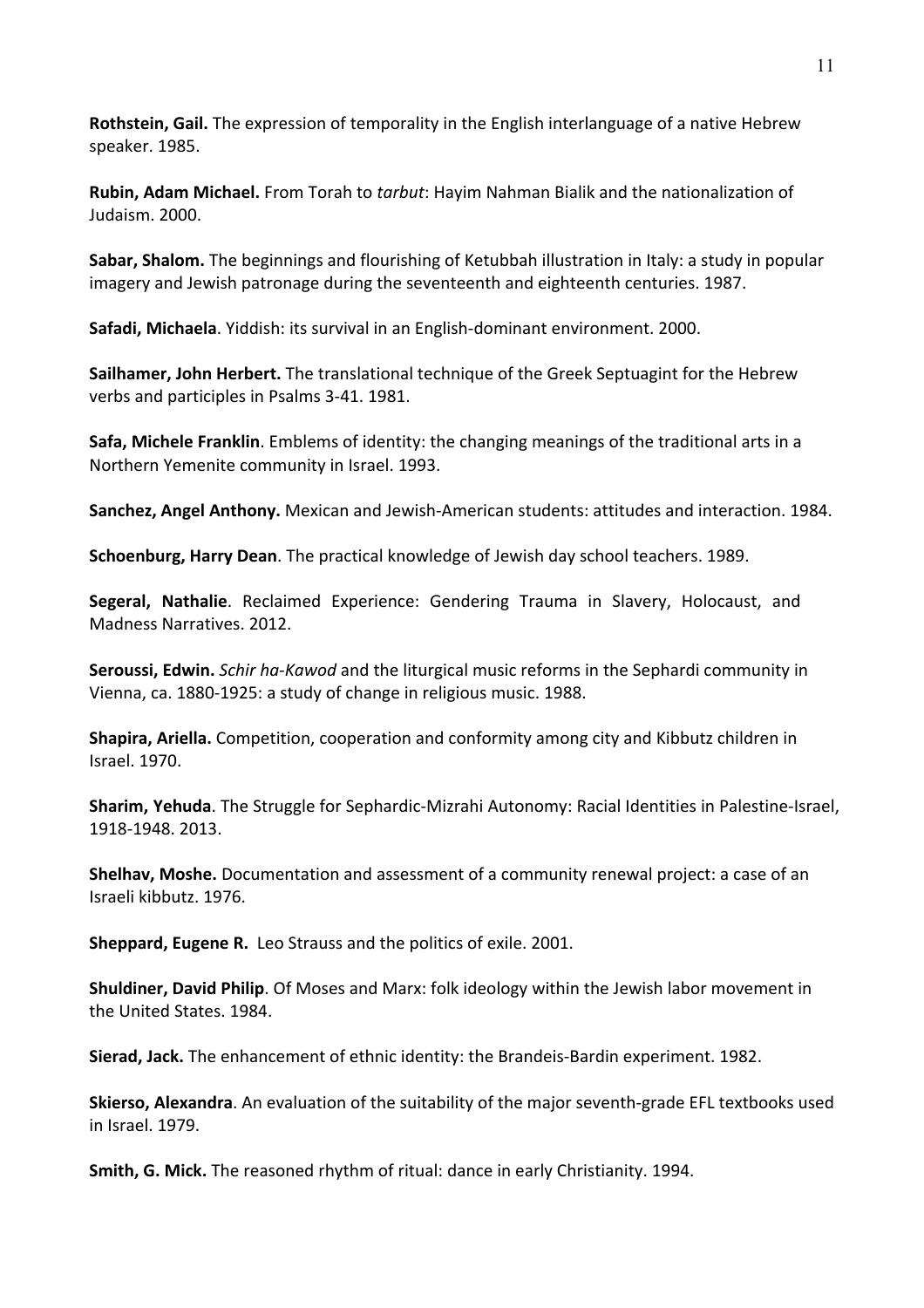**Rothstein, Gail.** The expression of temporality in the English interlanguage of a native Hebrew speaker. 1985.

**Rubin, Adam Michael.** From Torah to *tarbut*: Hayim Nahman Bialik and the nationalization of Judaism. 2000.

**Sabar, Shalom.** The beginnings and flourishing of Ketubbah illustration in Italy: a study in popular imagery and Jewish patronage during the seventeenth and eighteenth centuries. 1987.

**Safadi, Michaela**. Yiddish: its survival in an English-dominant environment. 2000.

**Sailhamer, John Herbert.** The translational technique of the Greek Septuagint for the Hebrew verbs and participles in Psalms 3-41. 1981.

**Safa, Michele Franklin**. Emblems of identity: the changing meanings of the traditional arts in a Northern Yemenite community in Israel. 1993.

**Sanchez, Angel Anthony.** Mexican and Jewish-American students: attitudes and interaction. 1984.

**Schoenburg, Harry Dean**. The practical knowledge of Jewish day school teachers. 1989.

**Segeral, Nathalie**. Reclaimed Experience: Gendering Trauma in Slavery, Holocaust, and Madness Narratives. 2012.

**Seroussi, Edwin.** *Schir ha-Kawod* and the liturgical music reforms in the Sephardi community in Vienna, ca. 1880-1925: a study of change in religious music. 1988.

**Shapira, Ariella.** Competition, cooperation and conformity among city and Kibbutz children in Israel. 1970.

**Sharim, Yehuda**. The Struggle for Sephardic-Mizrahi Autonomy: Racial Identities in Palestine-Israel, 1918-1948. 2013.

**Shelhav, Moshe.** Documentation and assessment of a community renewal project: a case of an Israeli kibbutz. 1976.

**Sheppard, Eugene R.** Leo Strauss and the politics of exile. 2001.

**Shuldiner, David Philip**. Of Moses and Marx: folk ideology within the Jewish labor movement in the United States. 1984.

**Sierad, Jack.** The enhancement of ethnic identity: the Brandeis-Bardin experiment. 1982.

**Skierso, Alexandra**. An evaluation of the suitability of the major seventh-grade EFL textbooks used in Israel. 1979.

**Smith, G. Mick.** The reasoned rhythm of ritual: dance in early Christianity. 1994.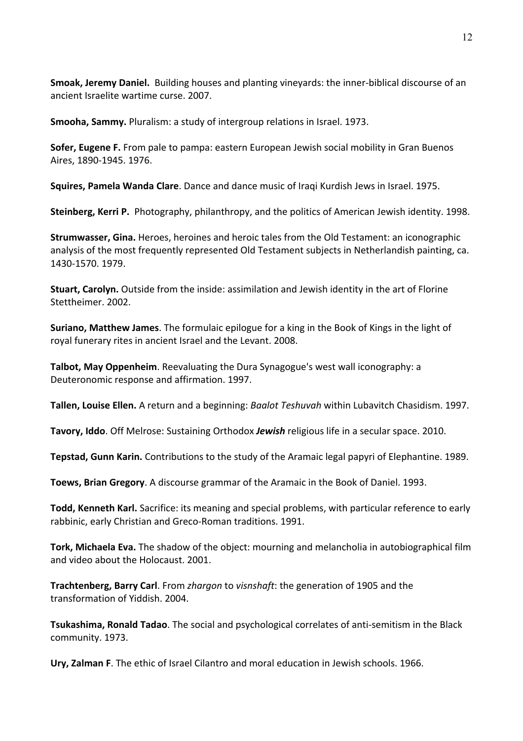**Smoak, Jeremy Daniel.** Building houses and planting vineyards: the inner-biblical discourse of an ancient Israelite wartime curse. 2007.

**Smooha, Sammy.** Pluralism: a study of intergroup relations in Israel. 1973.

**Sofer, Eugene F.** From pale to pampa: eastern European Jewish social mobility in Gran Buenos Aires, 1890-1945. 1976.

**Squires, Pamela Wanda Clare**. Dance and dance music of Iraqi Kurdish Jews in Israel. 1975.

**Steinberg, Kerri P.** Photography, philanthropy, and the politics of American Jewish identity. 1998.

**Strumwasser, Gina.** Heroes, heroines and heroic tales from the Old Testament: an iconographic analysis of the most frequently represented Old Testament subjects in Netherlandish painting, ca. 1430-1570. 1979.

**Stuart, Carolyn.** Outside from the inside: assimilation and Jewish identity in the art of Florine Stettheimer. 2002.

**Suriano, Matthew James**. The formulaic epilogue for a king in the Book of Kings in the light of royal funerary rites in ancient Israel and the Levant. 2008.

**Talbot, May Oppenheim**. Reevaluating the Dura Synagogue's west wall iconography: a Deuteronomic response and affirmation. 1997.

**Tallen, Louise Ellen.** A return and a beginning: *Baalot Teshuvah* within Lubavitch Chasidism. 1997.

**Tavory, Iddo**. Off Melrose: Sustaining Orthodox ***Jewish*** religious life in a secular space. 2010.

**Tepstad, Gunn Karin.** Contributions to the study of the Aramaic legal papyri of Elephantine. 1989.

**Toews, Brian Gregory**. A discourse grammar of the Aramaic in the Book of Daniel. 1993.

**Todd, Kenneth Karl.** Sacrifice: its meaning and special problems, with particular reference to early rabbinic, early Christian and Greco-Roman traditions. 1991.

**Tork, Michaela Eva.** The shadow of the object: mourning and melancholia in autobiographical film and video about the Holocaust. 2001.

**Trachtenberg, Barry Carl**. From *zhargon* to *visnshaft*: the generation of 1905 and the transformation of Yiddish. 2004.

**Tsukashima, Ronald Tadao**. The social and psychological correlates of anti-semitism in the Black community. 1973.

**Ury, Zalman F**. The ethic of Israel Cilantro and moral education in Jewish schools. 1966.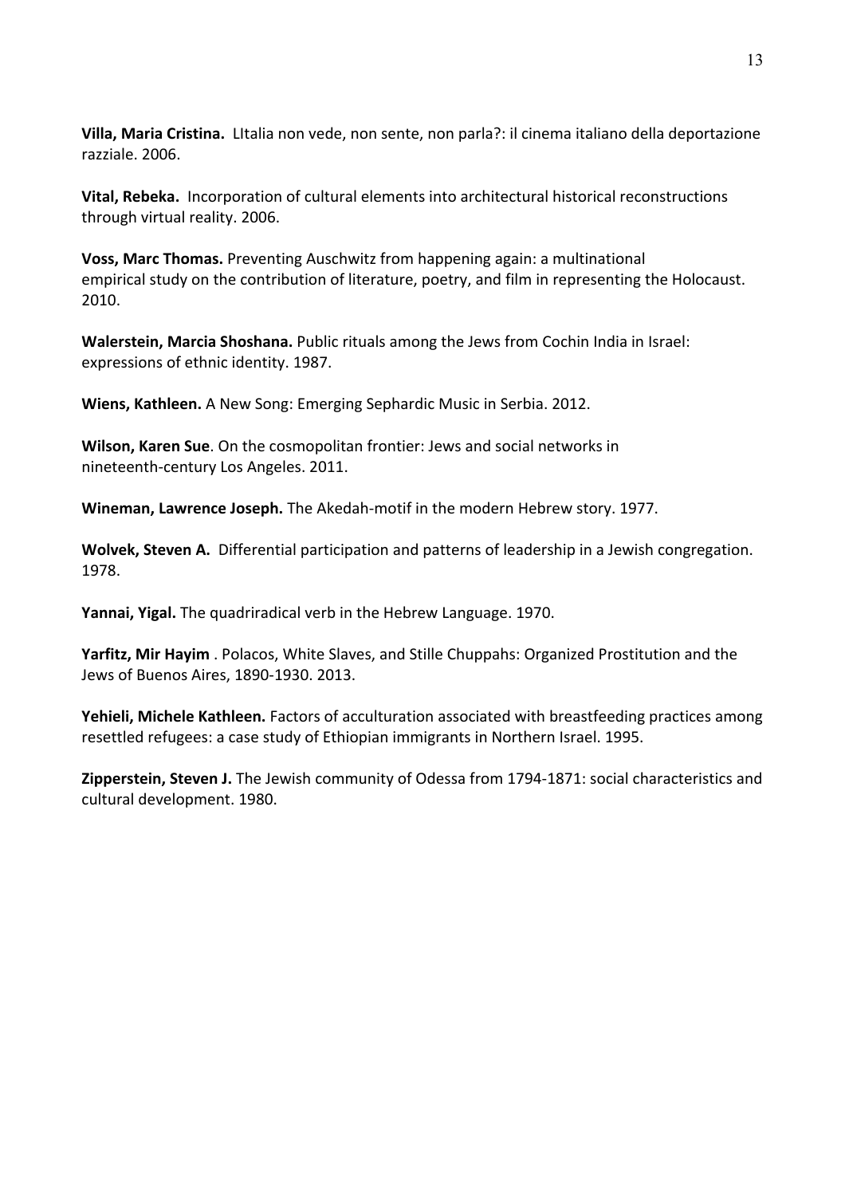**Villa, Maria Cristina.** LItalia non vede, non sente, non parla?: il cinema italiano della deportazione razziale. 2006.

**Vital, Rebeka.** Incorporation of cultural elements into architectural historical reconstructions through virtual reality. 2006.

**Voss, Marc Thomas.** Preventing Auschwitz from happening again: a multinational empirical study on the contribution of literature, poetry, and film in representing the Holocaust. 2010.

**Walerstein, Marcia Shoshana.** Public rituals among the Jews from Cochin India in Israel: expressions of ethnic identity. 1987.

**Wiens, Kathleen.** A New Song: Emerging Sephardic Music in Serbia. 2012.

**Wilson, Karen Sue**. On the cosmopolitan frontier: Jews and social networks in nineteenth-century Los Angeles. 2011.

**Wineman, Lawrence Joseph.** The Akedah-motif in the modern Hebrew story. 1977.

**Wolvek, Steven A.** Differential participation and patterns of leadership in a Jewish congregation. 1978.

**Yannai, Yigal.** The quadriradical verb in the Hebrew Language. 1970.

**Yarfitz, Mir Hayim** . Polacos, White Slaves, and Stille Chuppahs: Organized Prostitution and the Jews of Buenos Aires, 1890-1930. 2013.

**Yehieli, Michele Kathleen.** Factors of acculturation associated with breastfeeding practices among resettled refugees: a case study of Ethiopian immigrants in Northern Israel. 1995.

**Zipperstein, Steven J.** The Jewish community of Odessa from 1794-1871: social characteristics and cultural development. 1980.